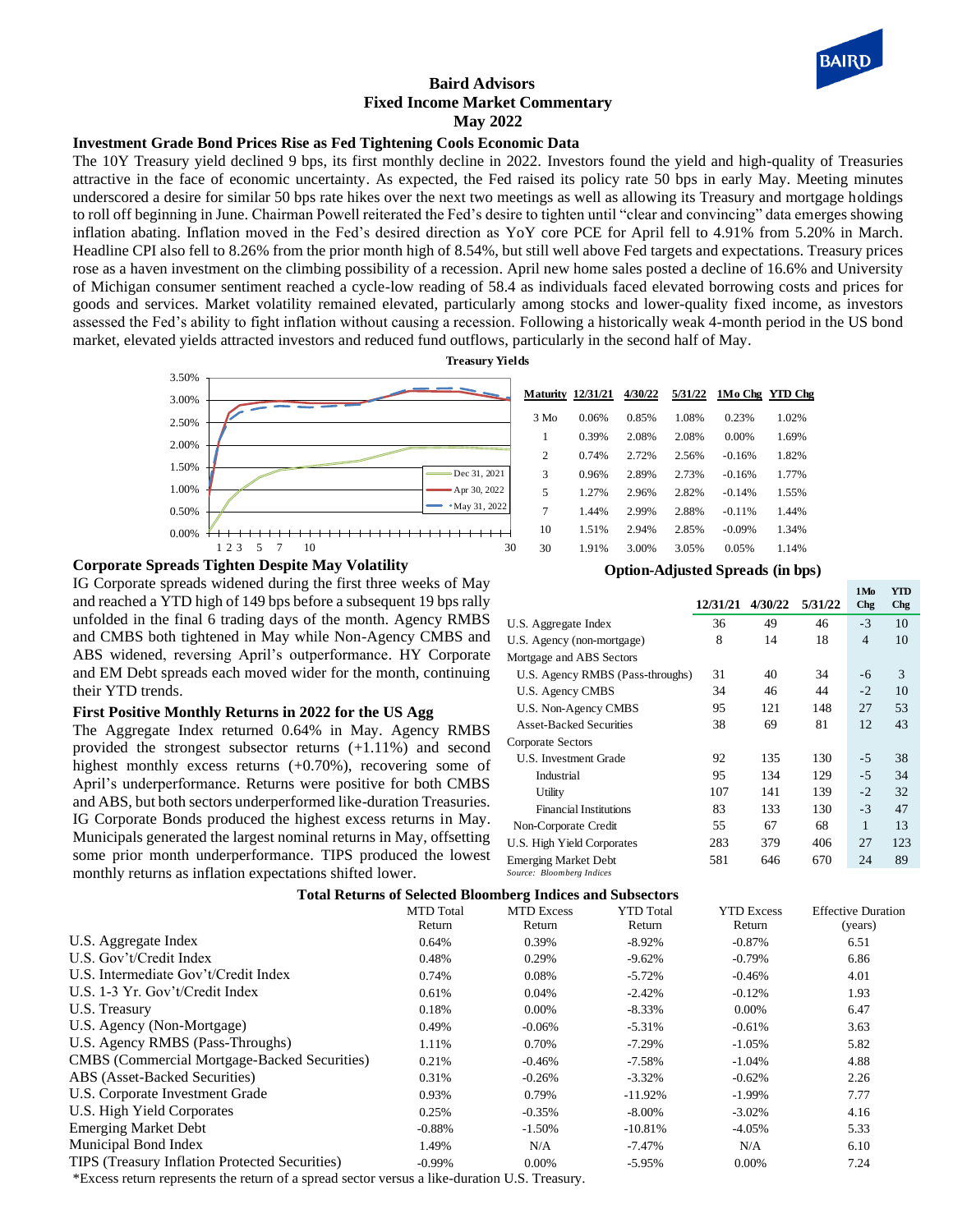# Baird Advisors
## Fixed Income Market Commentary
## May 2022

### Investment Grade Bond Prices Rise as Fed Tightening Cools Economic Data

The 10Y Treasury yield declined 9 bps, its first monthly decline in 2022. Investors found the yield and high-quality of Treasuries attractive in the face of economic uncertainty. As expected, the Fed raised its policy rate 50 bps in early May. Meeting minutes underscored a desire for similar 50 bps rate hikes over the next two meetings as well as allowing its Treasury and mortgage holdings to roll off beginning in June. Chairman Powell reiterated the Fed's desire to tighten until "clear and convincing" data emerges showing inflation abating. Inflation moved in the Fed's desired direction as YoY core PCE for April fell to 4.91% from 5.20% in March. Headline CPI also fell to 8.26% from the prior month high of 8.54%, but still well above Fed targets and expectations. Treasury prices rose as a haven investment on the climbing possibility of a recession. April new home sales posted a decline of 16.6% and University of Michigan consumer sentiment reached a cycle-low reading of 58.4 as individuals faced elevated borrowing costs and prices for goods and services. Market volatility remained elevated, particularly among stocks and lower-quality fixed income, as investors assessed the Fed's ability to fight inflation without causing a recession. Following a historically weak 4-month period in the US bond market, elevated yields attracted investors and reduced fund outflows, particularly in the second half of May.

**Treasury Yields**

| Maturity | 12/31/21 | 4/30/22 | 5/31/22 | 1Mo Chg | YTD Chg |
|---|---|---|---|---|---|
| 3 Mo | 0.06% | 0.85% | 1.08% | 0.23% | 1.02% |
| 1 | 0.39% | 2.08% | 2.08% | 0.00% | 1.69% |
| 2 | 0.74% | 2.72% | 2.56% | -0.16% | 1.82% |
| 3 | 0.96% | 2.89% | 2.73% | -0.16% | 1.77% |
| 5 | 1.27% | 2.96% | 2.82% | -0.14% | 1.55% |
| 7 | 1.44% | 2.99% | 2.88% | -0.11% | 1.44% |
| 10 | 1.51% | 2.94% | 2.85% | -0.09% | 1.34% |
| 30 | 1.91% | 3.00% | 3.05% | 0.05% | 1.14% |

### Corporate Spreads Tighten Despite May Volatility

IG Corporate spreads widened during the first three weeks of May and reached a YTD high of 149 bps before a subsequent 19 bps rally unfolded in the final 6 trading days of the month. Agency RMBS and CMBS both tightened in May while Non-Agency CMBS and ABS widened, reversing April's outperformance. HY Corporate and EM Debt spreads each moved wider for the month, continuing their YTD trends.

### First Positive Monthly Returns in 2022 for the US Agg

The Aggregate Index returned 0.64% in May. Agency RMBS provided the strongest subsector returns (+1.11%) and second highest monthly excess returns (+0.70%), recovering some of April's underperformance. Returns were positive for both CMBS and ABS, but both sectors underperformed like-duration Treasuries. IG Corporate Bonds produced the highest excess returns in May. Municipals generated the largest nominal returns in May, offsetting some prior month underperformance. TIPS produced the lowest monthly returns as inflation expectations shifted lower.

**Option-Adjusted Spreads (in bps)**

| | 12/31/21 | 4/30/22 | 5/31/22 | 1Mo Chg | YTD Chg |
|---|---|---|---|---|---|
| U.S. Aggregate Index | 36 | 49 | 46 | -3 | 10 |
| U.S. Agency (non-mortgage) | 8 | 14 | 18 | 4 | 10 |
| Mortgage and ABS Sectors | | | | | |
| U.S. Agency RMBS (Pass-throughs) | 31 | 40 | 34 | -6 | 3 |
| U.S. Agency CMBS | 34 | 46 | 44 | -2 | 10 |
| U.S. Non-Agency CMBS | 95 | 121 | 148 | 27 | 53 |
| Asset-Backed Securities | 38 | 69 | 81 | 12 | 43 |
| Corporate Sectors | | | | | |
| U.S. Investment Grade | 92 | 135 | 130 | -5 | 38 |
| Industrial | 95 | 134 | 129 | -5 | 34 |
| Utility | 107 | 141 | 139 | -2 | 32 |
| Financial Institutions | 83 | 133 | 130 | -3 | 47 |
| Non-Corporate Credit | 55 | 67 | 68 | 1 | 13 |
| U.S. High Yield Corporates | 283 | 379 | 406 | 27 | 123 |
| Emerging Market Debt | 581 | 646 | 670 | 24 | 89 |

*Source: Bloomberg Indices*

**Total Returns of Selected Bloomberg Indices and Subsectors**

| | MTD Total Return | MTD Excess Return | YTD Total Return | YTD Excess Return | Effective Duration (years) |
|---|---|---|---|---|---|
| U.S. Aggregate Index | 0.64% | 0.39% | -8.92% | -0.87% | 6.51 |
| U.S. Gov't/Credit Index | 0.48% | 0.29% | -9.62% | -0.79% | 6.86 |
| U.S. Intermediate Gov't/Credit Index | 0.74% | 0.08% | -5.72% | -0.46% | 4.01 |
| U.S. 1-3 Yr. Gov't/Credit Index | 0.61% | 0.04% | -2.42% | -0.12% | 1.93 |
| U.S. Treasury | 0.18% | 0.00% | -8.33% | 0.00% | 6.47 |
| U.S. Agency (Non-Mortgage) | 0.49% | -0.06% | -5.31% | -0.61% | 3.63 |
| U.S. Agency RMBS (Pass-Throughs) | 1.11% | 0.70% | -7.29% | -1.05% | 5.82 |
| CMBS (Commercial Mortgage-Backed Securities) | 0.21% | -0.46% | -7.58% | -1.04% | 4.88 |
| ABS (Asset-Backed Securities) | 0.31% | -0.26% | -3.32% | -0.62% | 2.26 |
| U.S. Corporate Investment Grade | 0.93% | 0.79% | -11.92% | -1.99% | 7.77 |
| U.S. High Yield Corporates | 0.25% | -0.35% | -8.00% | -3.02% | 4.16 |
| Emerging Market Debt | -0.88% | -1.50% | -10.81% | -4.05% | 5.33 |
| Municipal Bond Index | 1.49% | N/A | -7.47% | N/A | 6.10 |
| TIPS (Treasury Inflation Protected Securities) | -0.99% | 0.00% | -5.95% | 0.00% | 7.24 |

*Excess return represents the return of a spread sector versus a like-duration U.S. Treasury.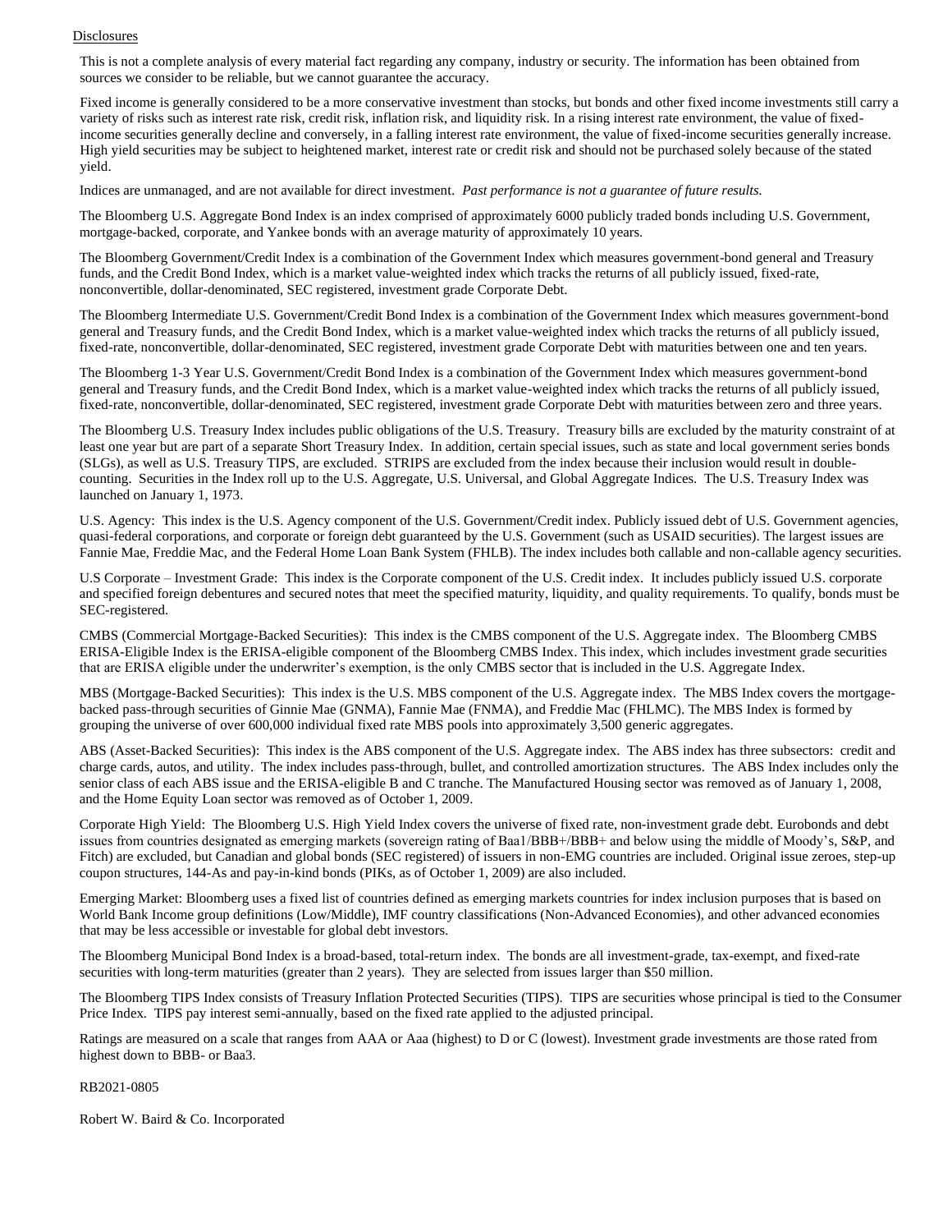Disclosures

This is not a complete analysis of every material fact regarding any company, industry or security. The information has been obtained from sources we consider to be reliable, but we cannot guarantee the accuracy.

Fixed income is generally considered to be a more conservative investment than stocks, but bonds and other fixed income investments still carry a variety of risks such as interest rate risk, credit risk, inflation risk, and liquidity risk. In a rising interest rate environment, the value of fixed-income securities generally decline and conversely, in a falling interest rate environment, the value of fixed-income securities generally increase. High yield securities may be subject to heightened market, interest rate or credit risk and should not be purchased solely because of the stated yield.

Indices are unmanaged, and are not available for direct investment. *Past performance is not a guarantee of future results.*

The Bloomberg U.S. Aggregate Bond Index is an index comprised of approximately 6000 publicly traded bonds including U.S. Government, mortgage-backed, corporate, and Yankee bonds with an average maturity of approximately 10 years.

The Bloomberg Government/Credit Index is a combination of the Government Index which measures government-bond general and Treasury funds, and the Credit Bond Index, which is a market value-weighted index which tracks the returns of all publicly issued, fixed-rate, nonconvertible, dollar-denominated, SEC registered, investment grade Corporate Debt.

The Bloomberg Intermediate U.S. Government/Credit Bond Index is a combination of the Government Index which measures government-bond general and Treasury funds, and the Credit Bond Index, which is a market value-weighted index which tracks the returns of all publicly issued, fixed-rate, nonconvertible, dollar-denominated, SEC registered, investment grade Corporate Debt with maturities between one and ten years.

The Bloomberg 1-3 Year U.S. Government/Credit Bond Index is a combination of the Government Index which measures government-bond general and Treasury funds, and the Credit Bond Index, which is a market value-weighted index which tracks the returns of all publicly issued, fixed-rate, nonconvertible, dollar-denominated, SEC registered, investment grade Corporate Debt with maturities between zero and three years.

The Bloomberg U.S. Treasury Index includes public obligations of the U.S. Treasury. Treasury bills are excluded by the maturity constraint of at least one year but are part of a separate Short Treasury Index. In addition, certain special issues, such as state and local government series bonds (SLGs), as well as U.S. Treasury TIPS, are excluded. STRIPS are excluded from the index because their inclusion would result in double-counting. Securities in the Index roll up to the U.S. Aggregate, U.S. Universal, and Global Aggregate Indices. The U.S. Treasury Index was launched on January 1, 1973.

U.S. Agency: This index is the U.S. Agency component of the U.S. Government/Credit index. Publicly issued debt of U.S. Government agencies, quasi-federal corporations, and corporate or foreign debt guaranteed by the U.S. Government (such as USAID securities). The largest issues are Fannie Mae, Freddie Mac, and the Federal Home Loan Bank System (FHLB). The index includes both callable and non-callable agency securities.

U.S Corporate – Investment Grade: This index is the Corporate component of the U.S. Credit index. It includes publicly issued U.S. corporate and specified foreign debentures and secured notes that meet the specified maturity, liquidity, and quality requirements. To qualify, bonds must be SEC-registered.

CMBS (Commercial Mortgage-Backed Securities): This index is the CMBS component of the U.S. Aggregate index. The Bloomberg CMBS ERISA-Eligible Index is the ERISA-eligible component of the Bloomberg CMBS Index. This index, which includes investment grade securities that are ERISA eligible under the underwriter's exemption, is the only CMBS sector that is included in the U.S. Aggregate Index.

MBS (Mortgage-Backed Securities): This index is the U.S. MBS component of the U.S. Aggregate index. The MBS Index covers the mortgage-backed pass-through securities of Ginnie Mae (GNMA), Fannie Mae (FNMA), and Freddie Mac (FHLMC). The MBS Index is formed by grouping the universe of over 600,000 individual fixed rate MBS pools into approximately 3,500 generic aggregates.

ABS (Asset-Backed Securities): This index is the ABS component of the U.S. Aggregate index. The ABS index has three subsectors: credit and charge cards, autos, and utility. The index includes pass-through, bullet, and controlled amortization structures. The ABS Index includes only the senior class of each ABS issue and the ERISA-eligible B and C tranche. The Manufactured Housing sector was removed as of January 1, 2008, and the Home Equity Loan sector was removed as of October 1, 2009.

Corporate High Yield: The Bloomberg U.S. High Yield Index covers the universe of fixed rate, non-investment grade debt. Eurobonds and debt issues from countries designated as emerging markets (sovereign rating of Baa1/BBB+/BBB+ and below using the middle of Moody's, S&P, and Fitch) are excluded, but Canadian and global bonds (SEC registered) of issuers in non-EMG countries are included. Original issue zeroes, step-up coupon structures, 144-As and pay-in-kind bonds (PIKs, as of October 1, 2009) are also included.

Emerging Market: Bloomberg uses a fixed list of countries defined as emerging markets countries for index inclusion purposes that is based on World Bank Income group definitions (Low/Middle), IMF country classifications (Non-Advanced Economies), and other advanced economies that may be less accessible or investable for global debt investors.

The Bloomberg Municipal Bond Index is a broad-based, total-return index. The bonds are all investment-grade, tax-exempt, and fixed-rate securities with long-term maturities (greater than 2 years). They are selected from issues larger than $50 million.

The Bloomberg TIPS Index consists of Treasury Inflation Protected Securities (TIPS). TIPS are securities whose principal is tied to the Consumer Price Index. TIPS pay interest semi-annually, based on the fixed rate applied to the adjusted principal.

Ratings are measured on a scale that ranges from AAA or Aaa (highest) to D or C (lowest). Investment grade investments are those rated from highest down to BBB- or Baa3.

RB2021-0805

Robert W. Baird & Co. Incorporated